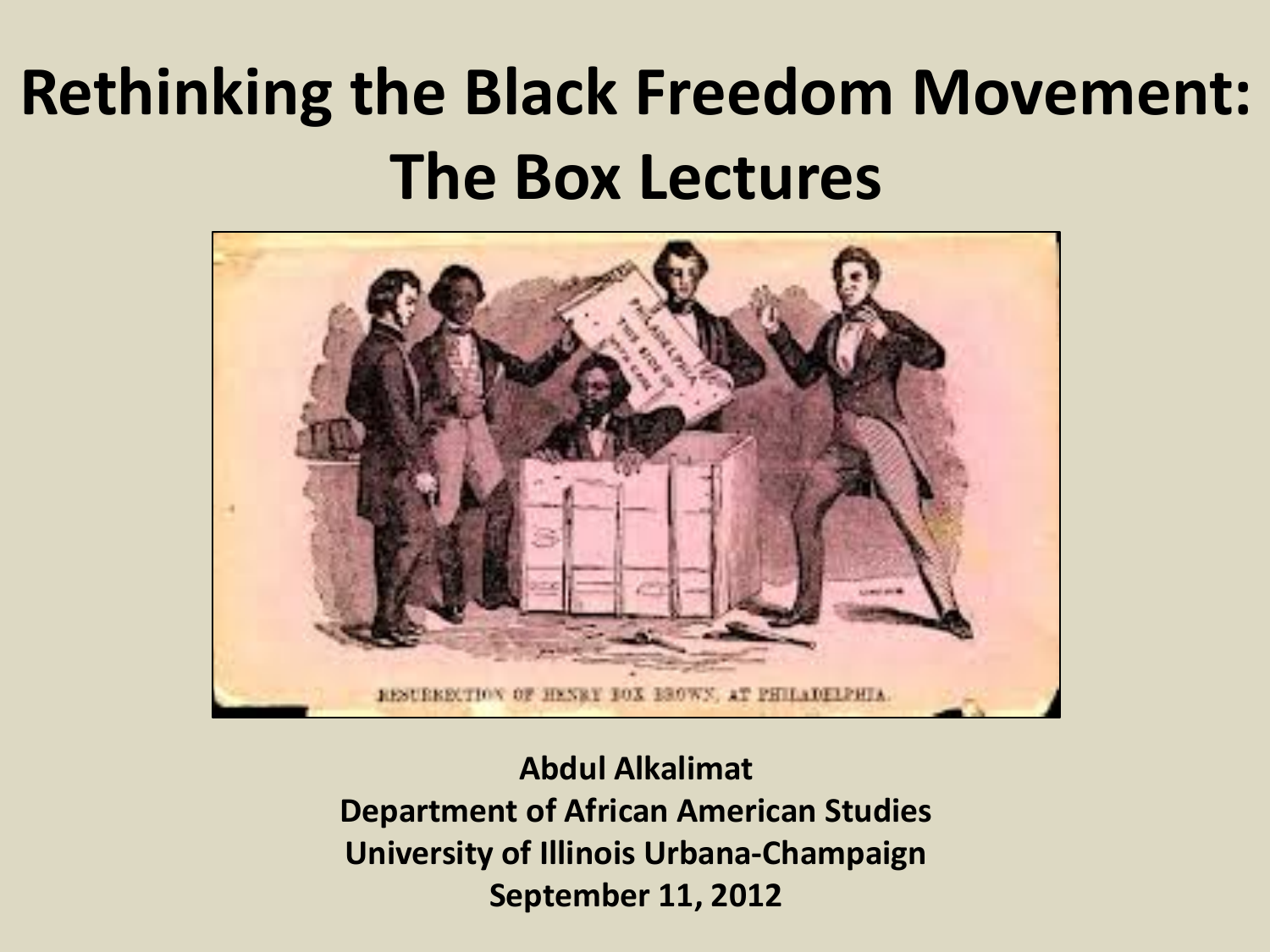# Rethinking the Black Freedom Movement: The Box Lectures

RESURRECTION OF HENRY BOX BROWN, AT PHILADELPHIA.

**Abdul Alkalimat**
**Department of African American Studies**
**University of Illinois Urbana-Champaign**
**September 11, 2012**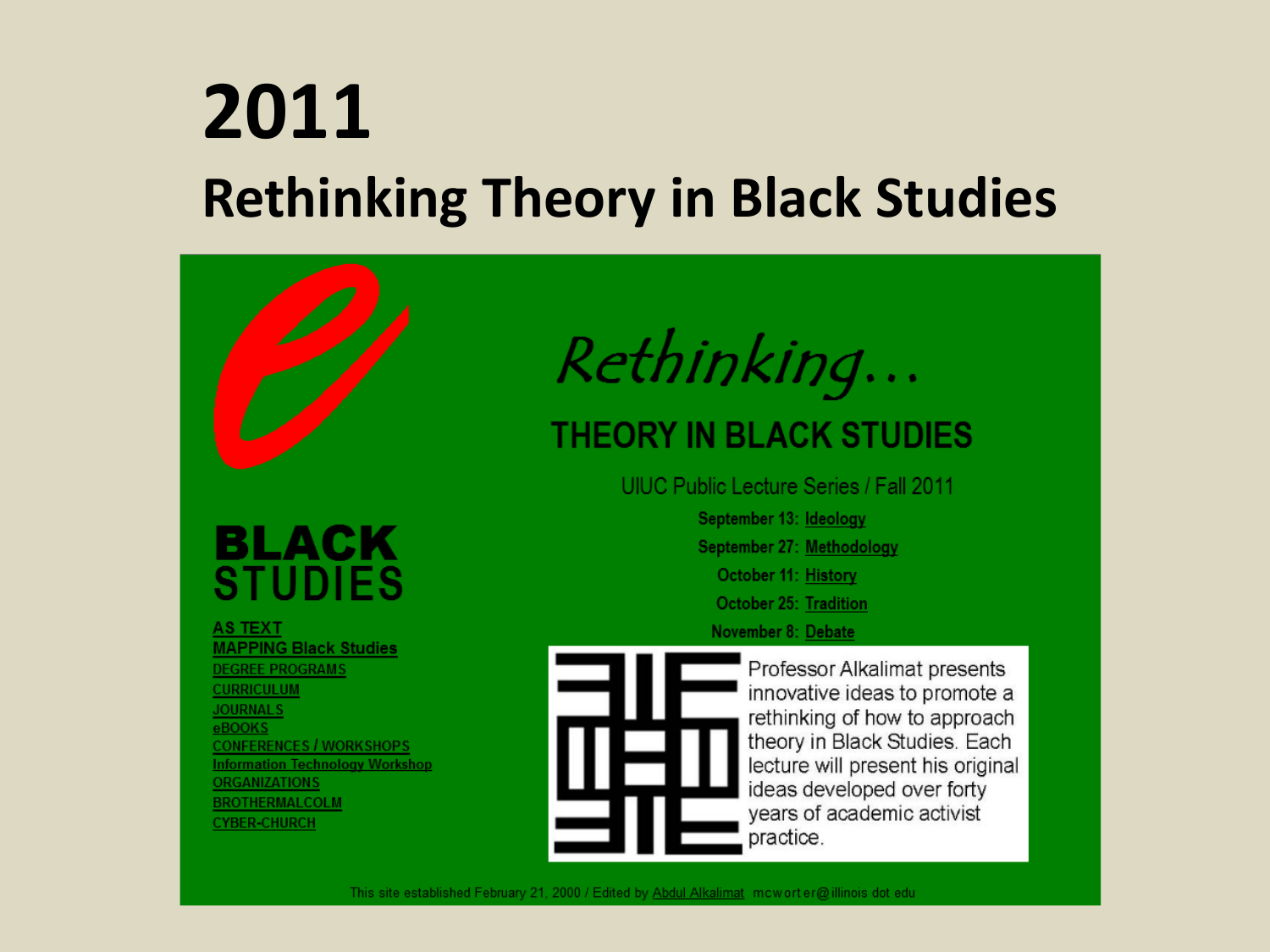# 2011

## Rethinking Theory in Black Studies

*Rethinking...*

**THEORY IN BLACK STUDIES**

UIUC Public Lecture Series / Fall 2011

**September 13:** Ideology
**September 27:** Methodology
**October 11:** History
**October 25:** Tradition
**November 8:** Debate

Professor Alkalimat presents innovative ideas to promote a rethinking of how to approach theory in Black Studies. Each lecture will present his original ideas developed over forty years of academic activist practice.

**BLACK STUDIES**

- AS TEXT
- MAPPING Black Studies
- DEGREE PROGRAMS
- CURRICULUM
- JOURNALS
- eBOOKS
- CONFERENCES / WORKSHOPS
- Information Technology Workshop
- ORGANIZATIONS
- BROTHERMALCOLM
- CYBER-CHURCH

This site established February 21, 2000 / Edited by Abdul Alkalimat mcworter@illinois dot edu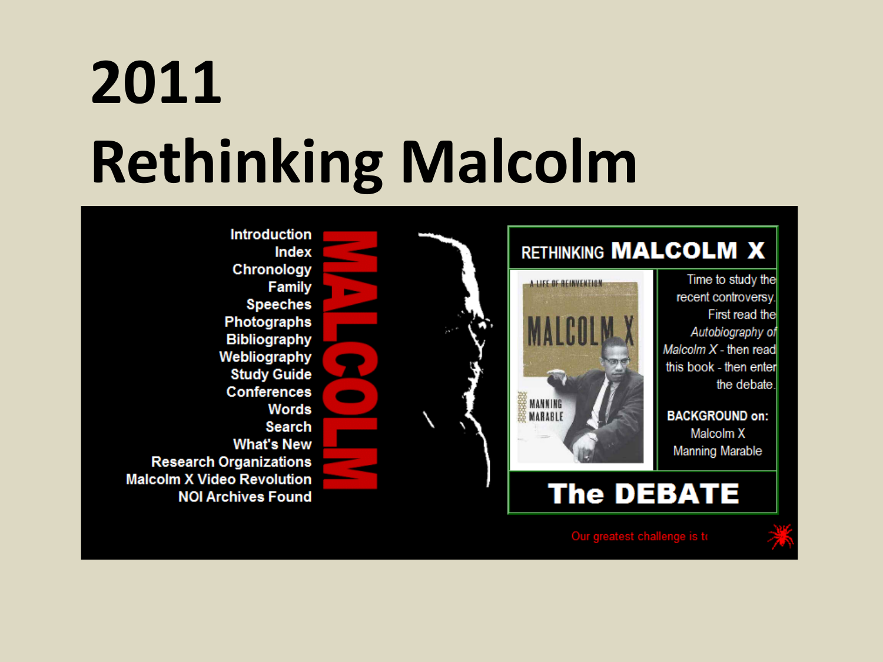# 2011
# Rethinking Malcolm

Introduction
Index
Chronology
Family
Speeches
Photographs
Bibliography
Webliography
Study Guide
Conferences
Words
Search
What's New
Research Organizations
Malcolm X Video Revolution
NOI Archives Found

MALCOLM

RETHINKING **MALCOLM X**

A LIFE OF REINVENTION
MALCOLM X
MANNING MARABLE

Time to study the recent controversy. First read the *Autobiography of Malcolm X* - then read this book - then enter the debate.

**BACKGROUND on:**
Malcolm X
Manning Marable

**The DEBATE**

Our greatest challenge is t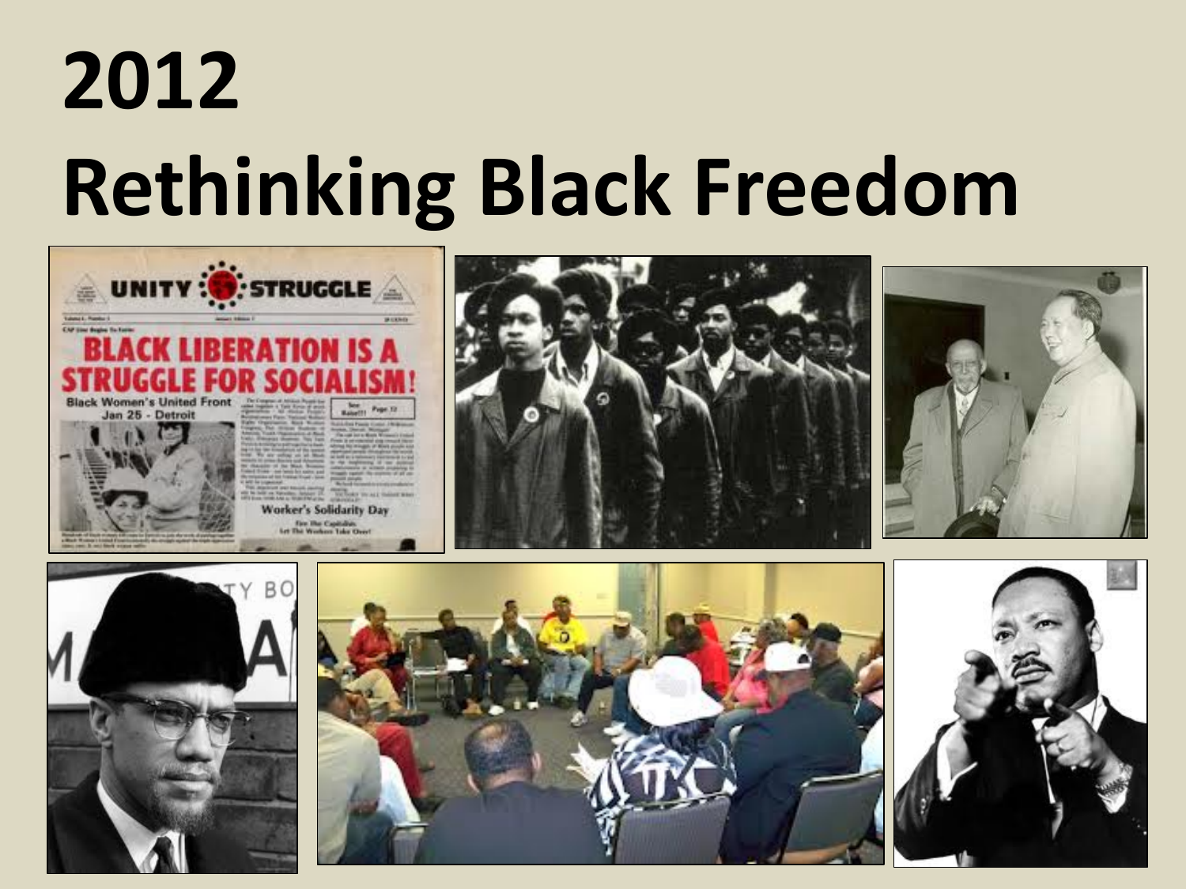# 2012

# Rethinking Black Freedom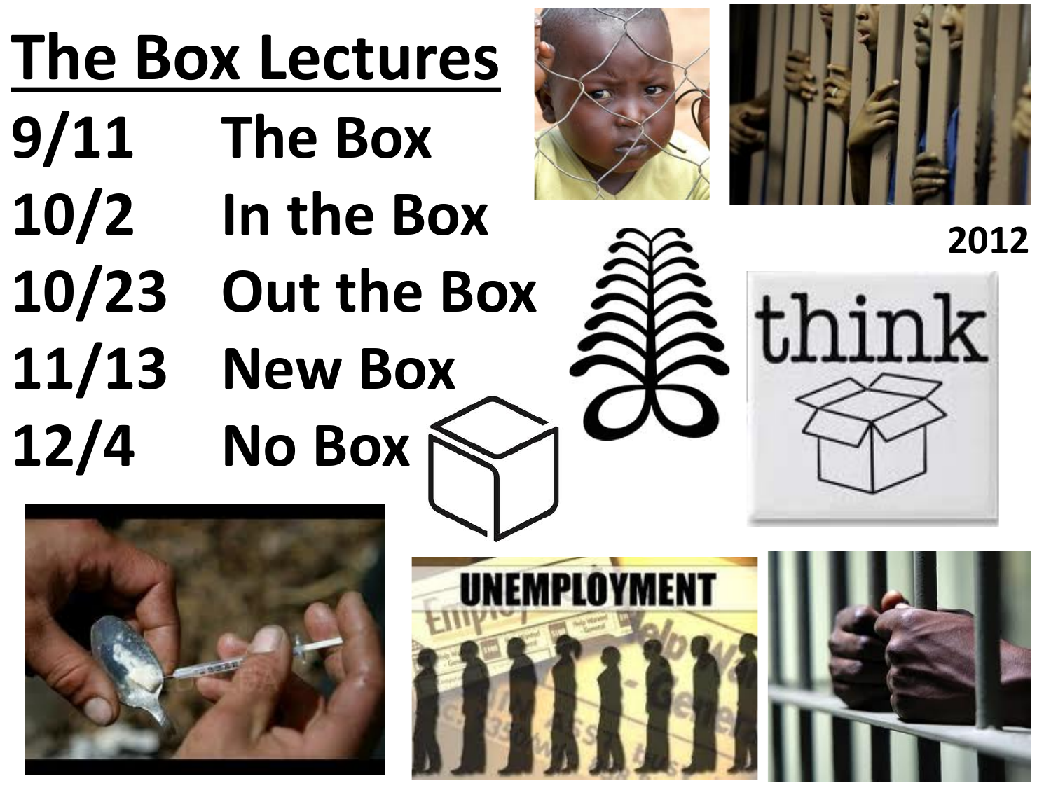# The Box Lectures

| | |
|---|---|
| 9/11 | The Box |
| 10/2 | In the Box |
| 10/23 | Out the Box |
| 11/13 | New Box |
| 12/4 | No Box |

2012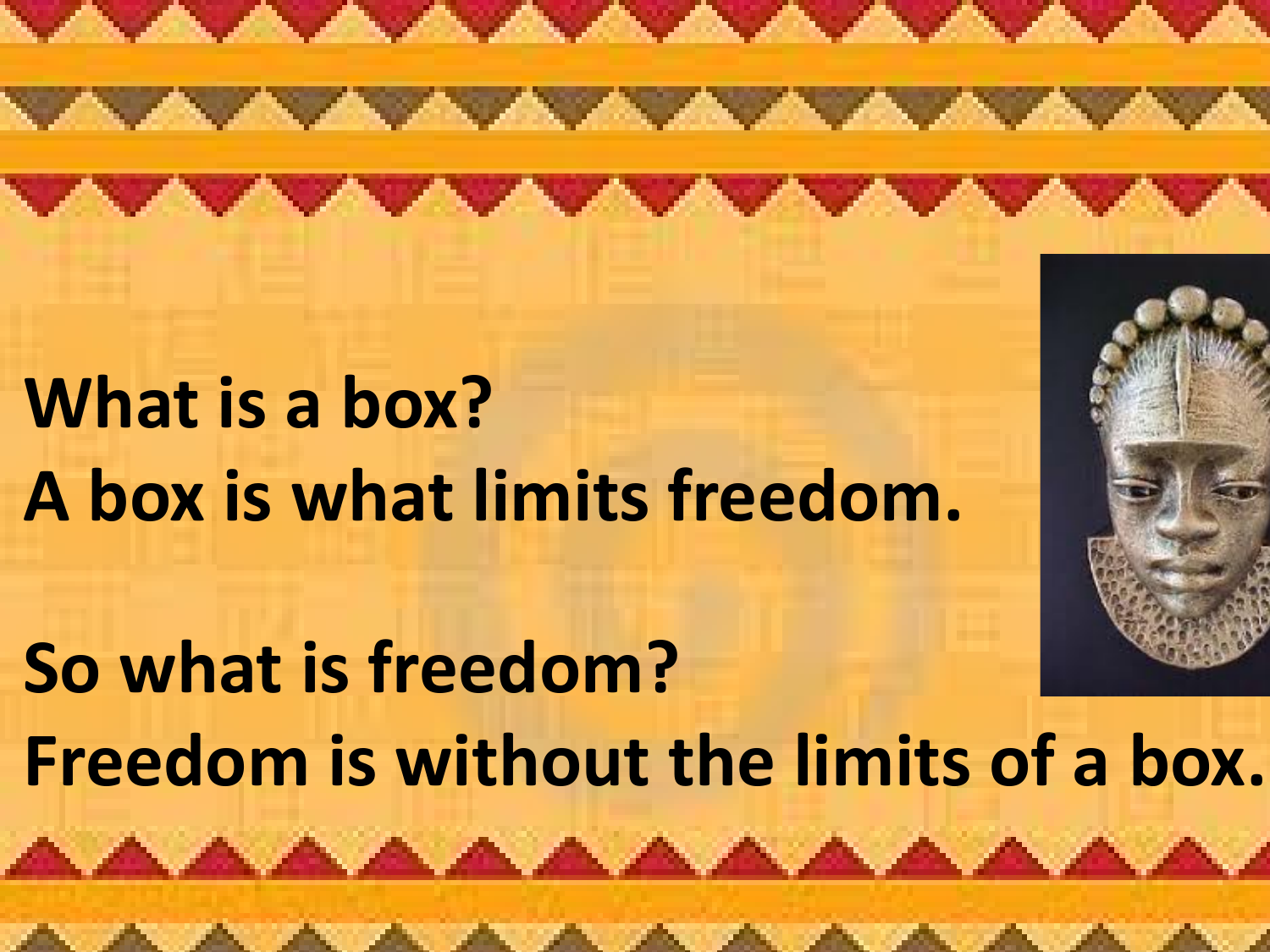**What is a box?**
**A box is what limits freedom.**

**So what is freedom?**
**Freedom is without the limits of a box.**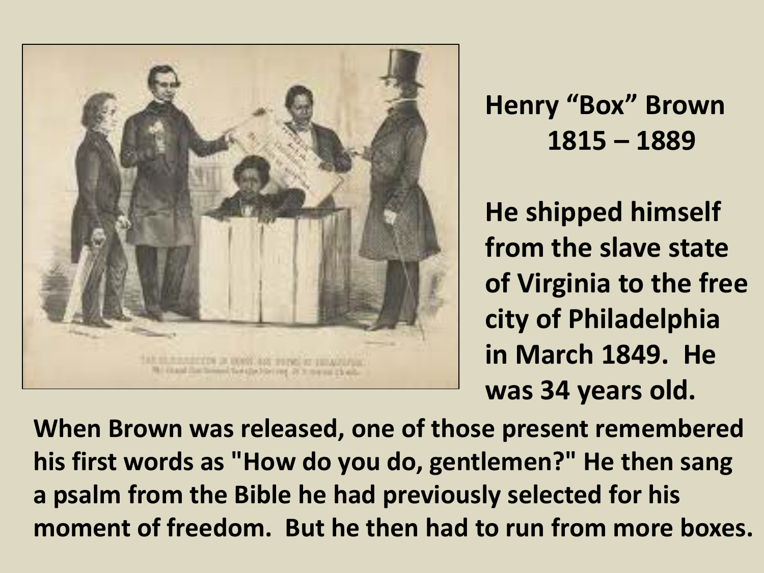## Henry "Box" Brown
## 1815 – 1889

**He shipped himself from the slave state of Virginia to the free city of Philadelphia in March 1849. He was 34 years old.**

**When Brown was released, one of those present remembered his first words as "How do you do, gentlemen?" He then sang a psalm from the Bible he had previously selected for his moment of freedom. But he then had to run from more boxes.**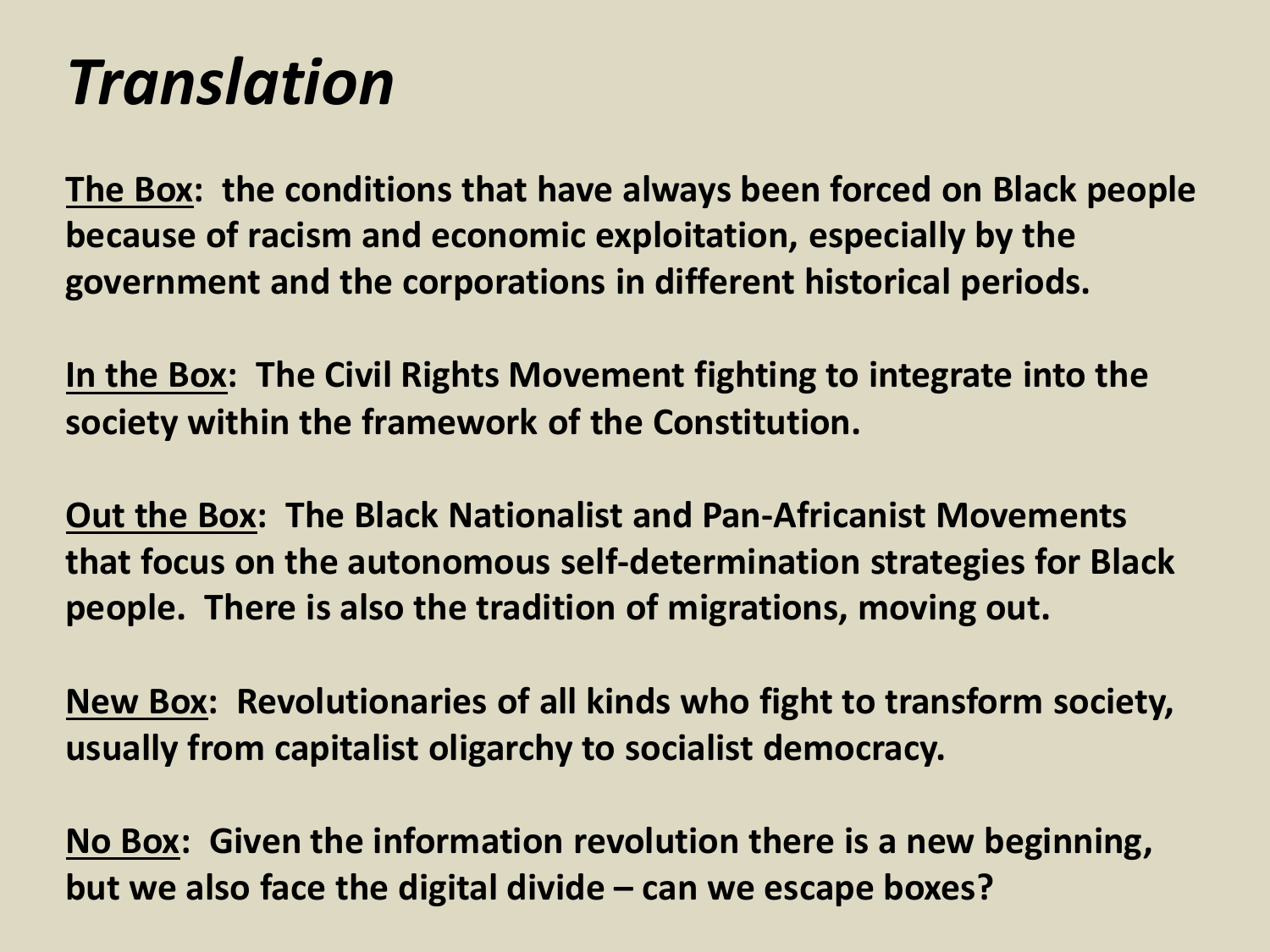# *Translation*

**The Box: the conditions that have always been forced on Black people because of racism and economic exploitation, especially by the government and the corporations in different historical periods.**

**In the Box: The Civil Rights Movement fighting to integrate into the society within the framework of the Constitution.**

**Out the Box: The Black Nationalist and Pan-Africanist Movements that focus on the autonomous self-determination strategies for Black people. There is also the tradition of migrations, moving out.**

**New Box: Revolutionaries of all kinds who fight to transform society, usually from capitalist oligarchy to socialist democracy.**

**No Box: Given the information revolution there is a new beginning, but we also face the digital divide – can we escape boxes?**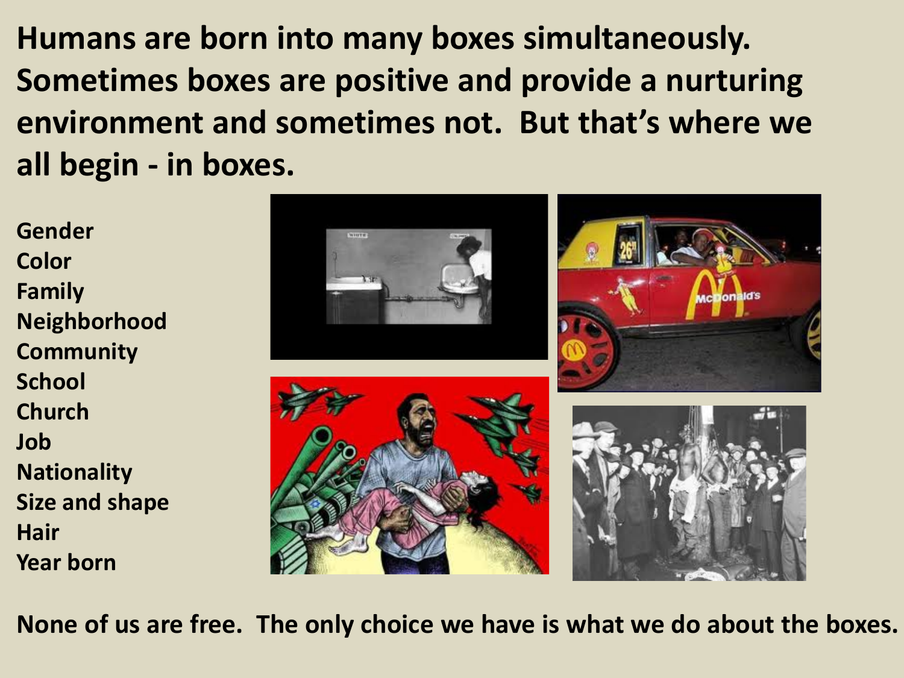**Humans are born into many boxes simultaneously. Sometimes boxes are positive and provide a nurturing environment and sometimes not. But that's where we all begin - in boxes.**

**Gender**
**Color**
**Family**
**Neighborhood**
**Community**
**School**
**Church**
**Job**
**Nationality**
**Size and shape**
**Hair**
**Year born**

**None of us are free. The only choice we have is what we do about the boxes.**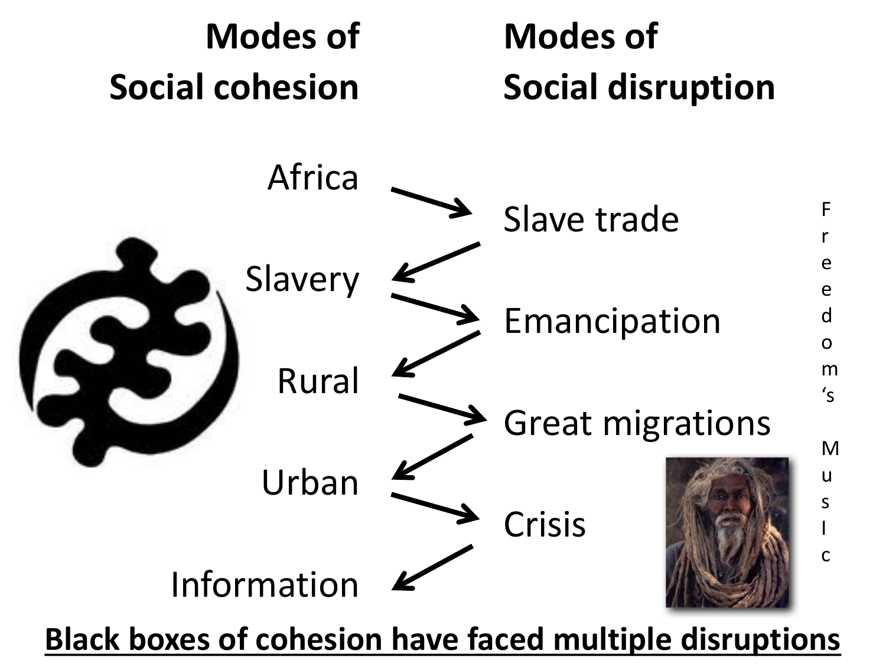**Modes of Social cohesion** | **Modes of Social disruption**

Africa → Slave trade → Slavery → Emancipation → Rural → Great migrations → Urban → Crisis → Information

| Modes of Social cohesion | Modes of Social disruption |
| --- | --- |
| Africa | |
| | Slave trade |
| Slavery | |
| | Emancipation |
| Rural | |
| | Great migrations |
| Urban | |
| | Crisis |
| Information | |

Freedom's MusIc

**Black boxes of cohesion have faced multiple disruptions**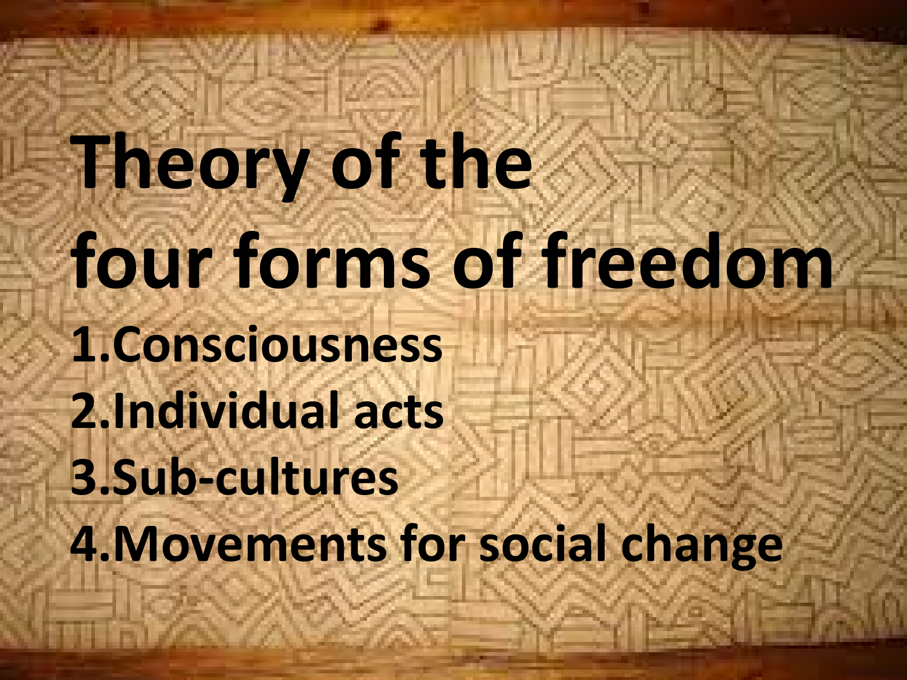# Theory of the four forms of freedom

1. Consciousness
2. Individual acts
3. Sub-cultures
4. Movements for social change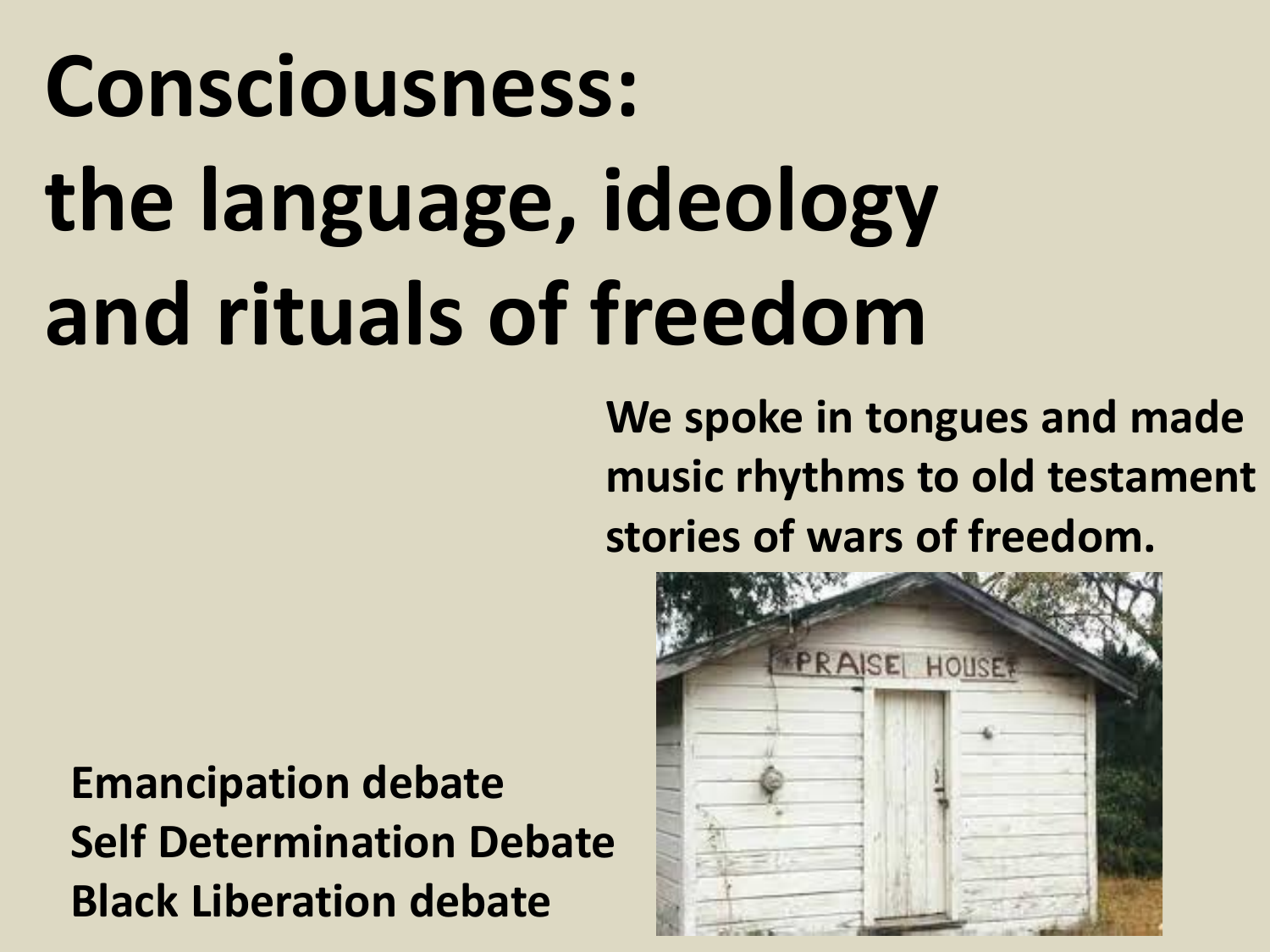# Consciousness: the language, ideology and rituals of freedom

**We spoke in tongues and made music rhythms to old testament stories of wars of freedom.**

**Emancipation debate**
**Self Determination Debate**
**Black Liberation debate**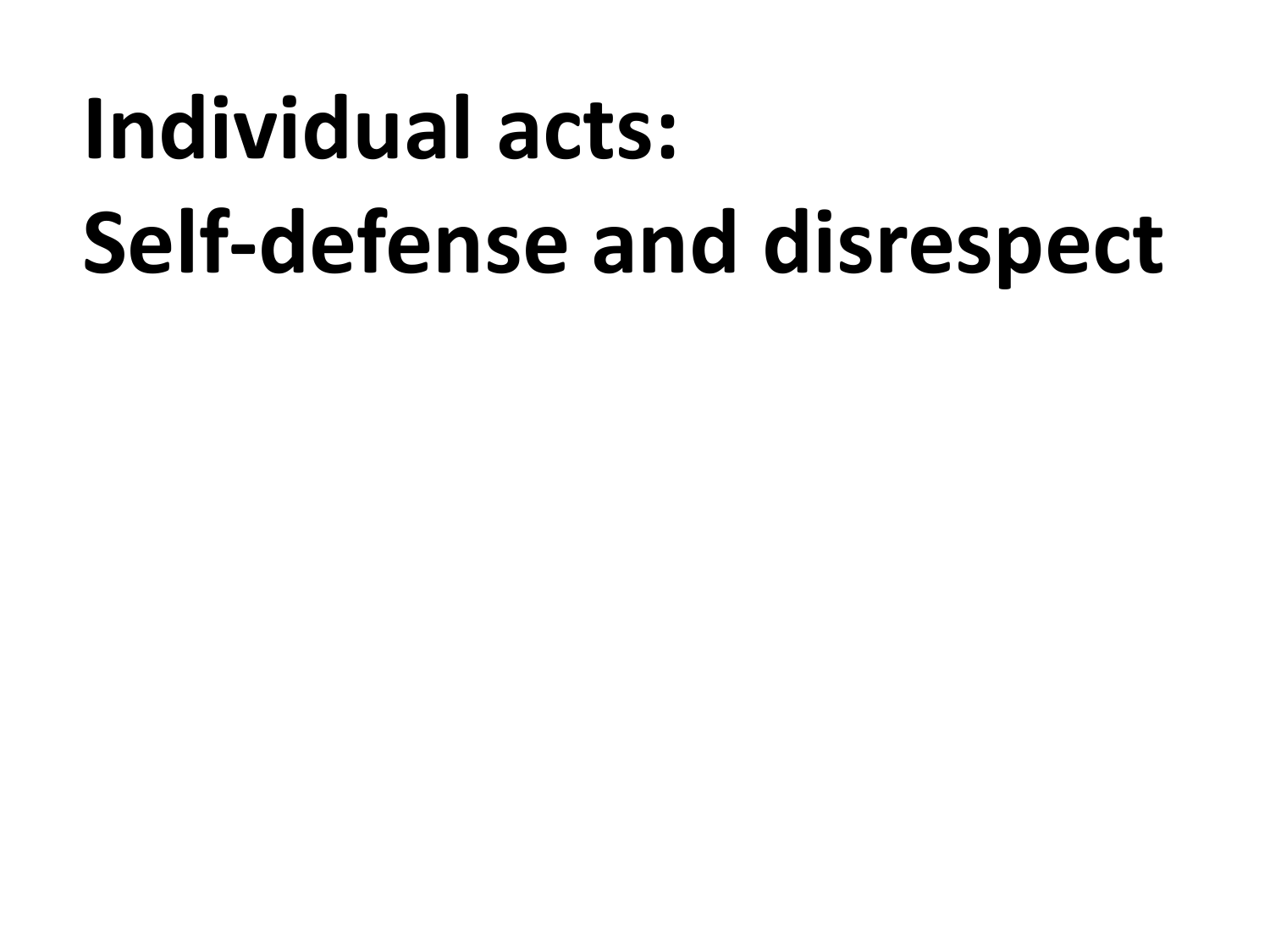# Individual acts:
# Self-defense and disrespect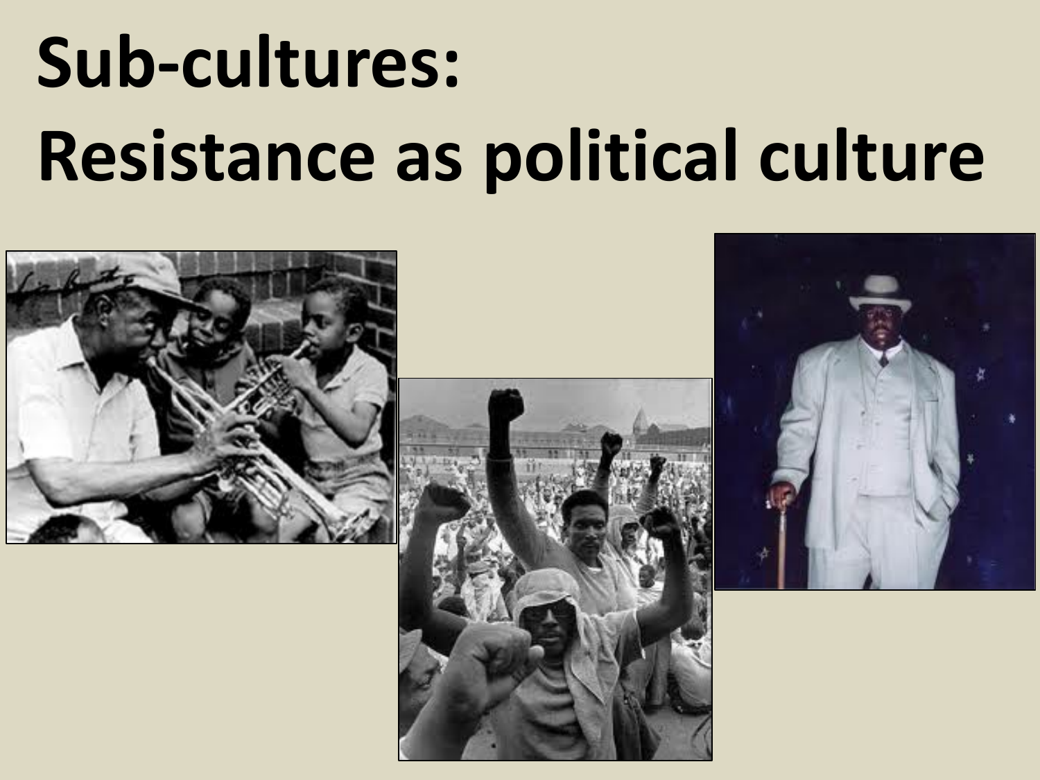# Sub-cultures: Resistance as political culture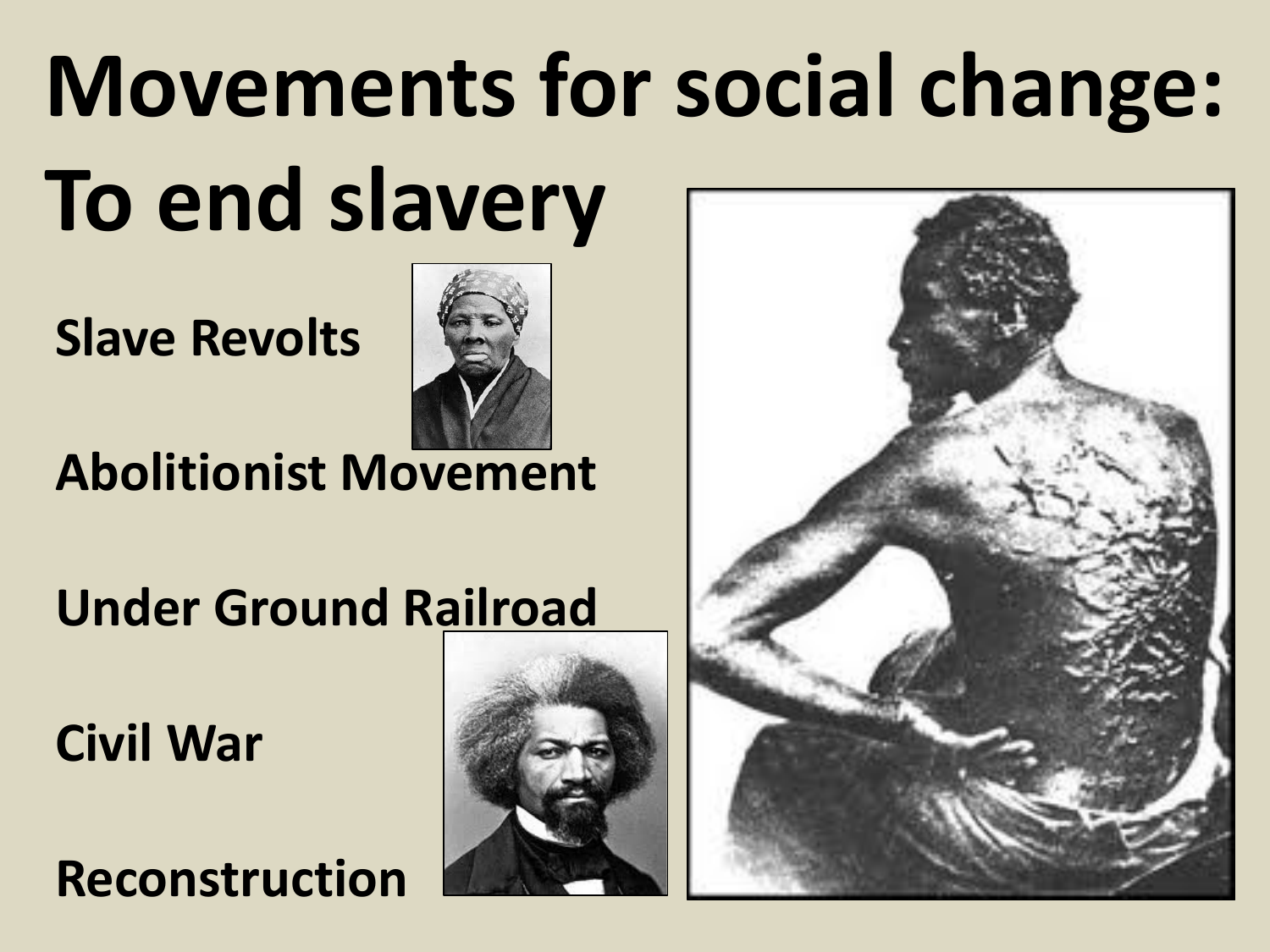# Movements for social change: To end slavery

**Slave Revolts**

**Abolitionist Movement**

**Under Ground Railroad**

**Civil War**

**Reconstruction**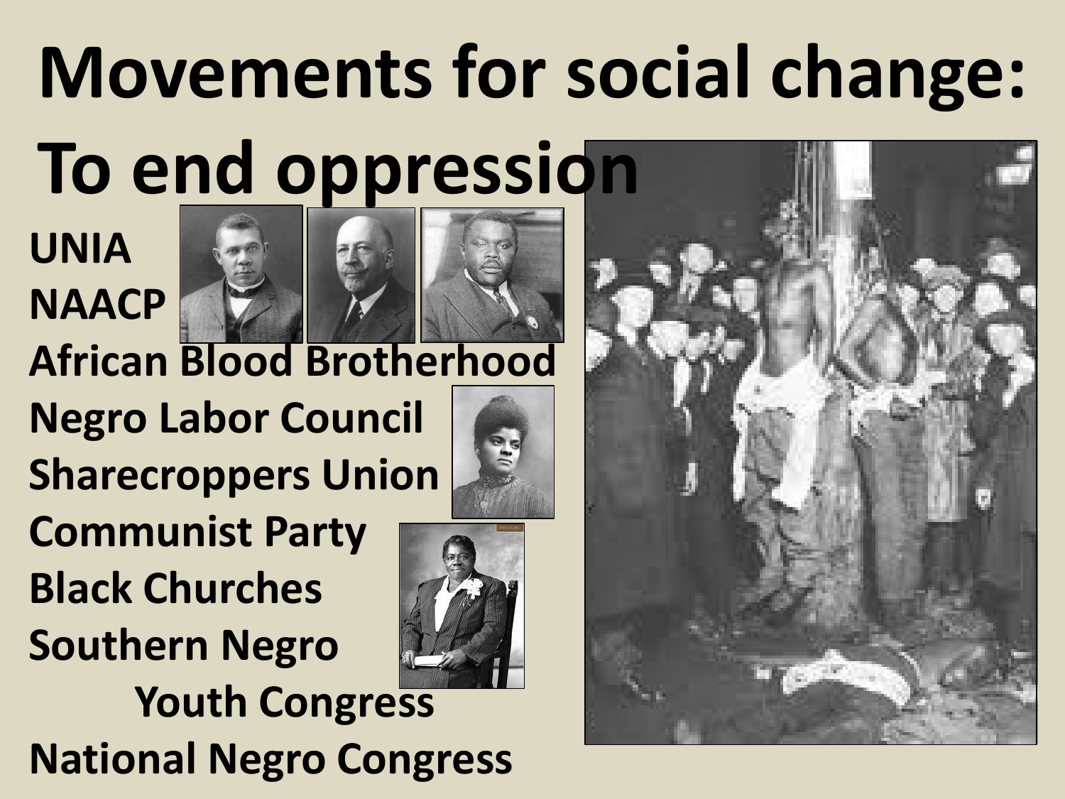# Movements for social change: To end oppression

**UNIA**
**NAACP**
**African Blood Brotherhood**
**Negro Labor Council**
**Sharecroppers Union**
**Communist Party**
**Black Churches**
**Southern Negro Youth Congress**
**National Negro Congress**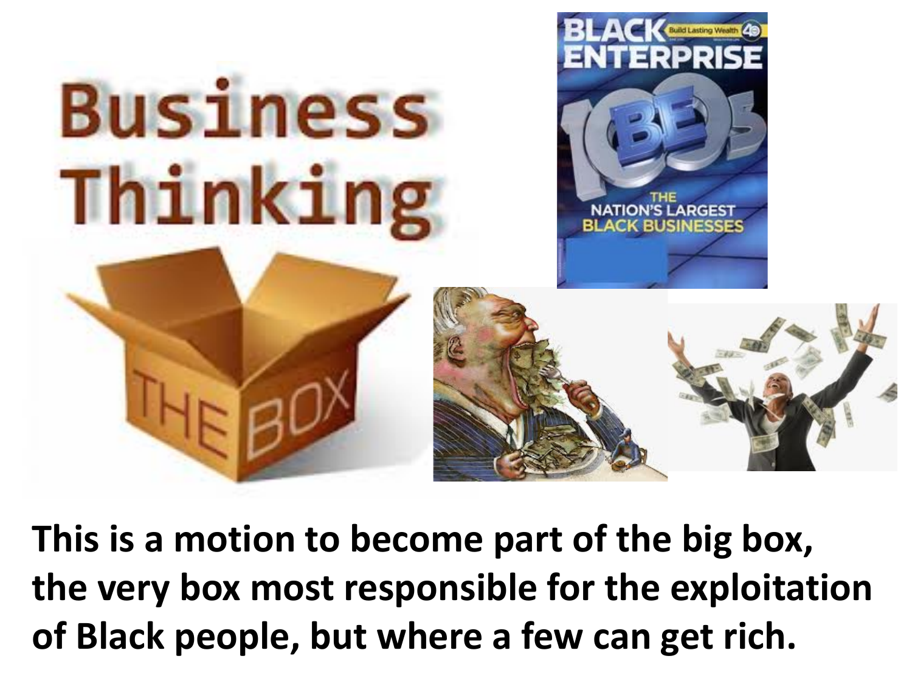Business Thinking

THE BOX

BLACK ENTERPRISE

THE NATION'S LARGEST BLACK BUSINESSES

**This is a motion to become part of the big box, the very box most responsible for the exploitation of Black people, but where a few can get rich.**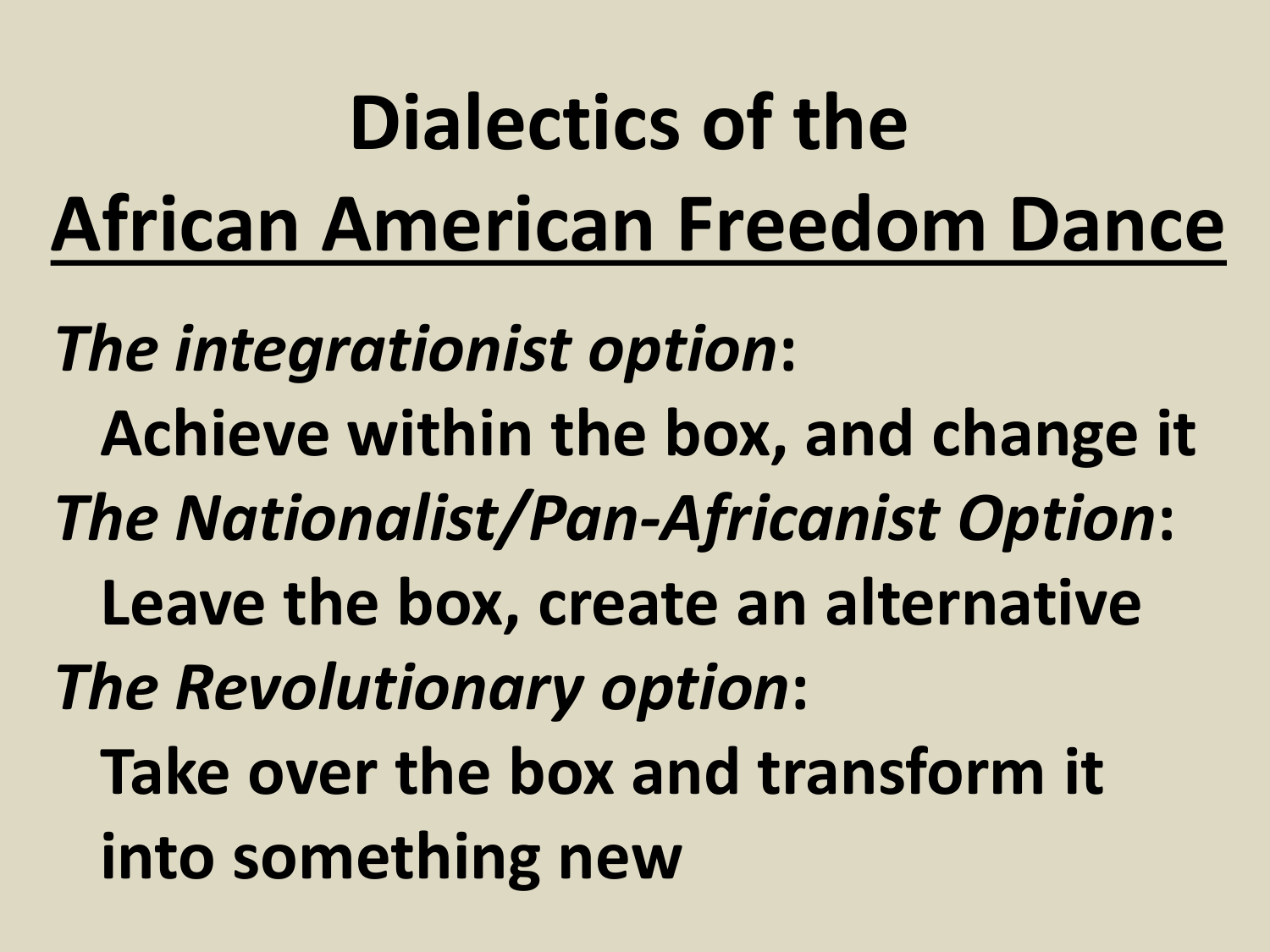# Dialectics of the African American Freedom Dance

*The integrationist option*:

Achieve within the box, and change it

*The Nationalist/Pan-Africanist Option*:

Leave the box, create an alternative

*The Revolutionary option*:

Take over the box and transform it into something new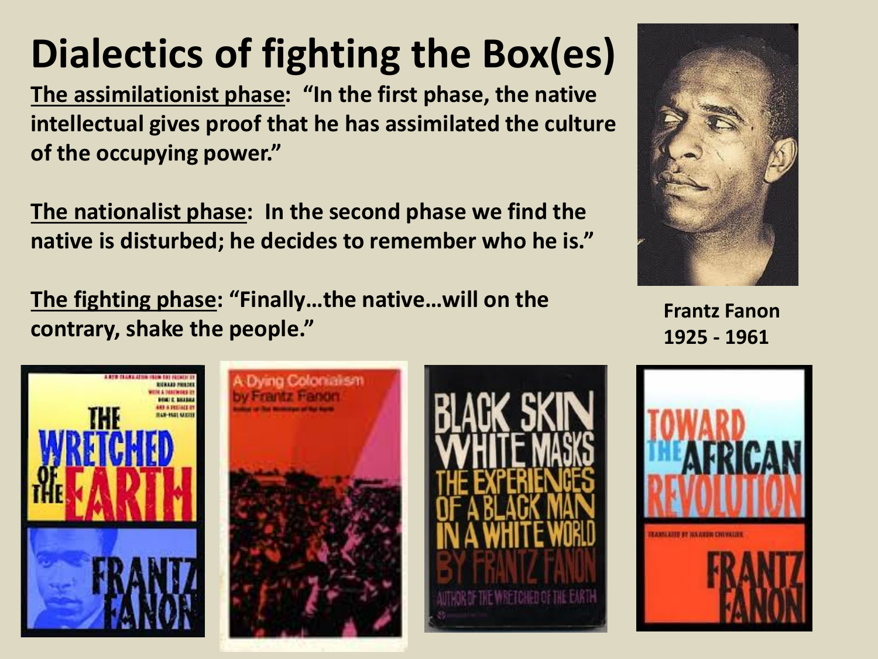# Dialectics of fighting the Box(es)

**The assimilationist phase: "In the first phase, the native intellectual gives proof that he has assimilated the culture of the occupying power."**

**The nationalist phase: In the second phase we find the native is disturbed; he decides to remember who he is."**

**The fighting phase: "Finally…the native…will on the contrary, shake the people."**

**Frantz Fanon**
**1925 - 1961**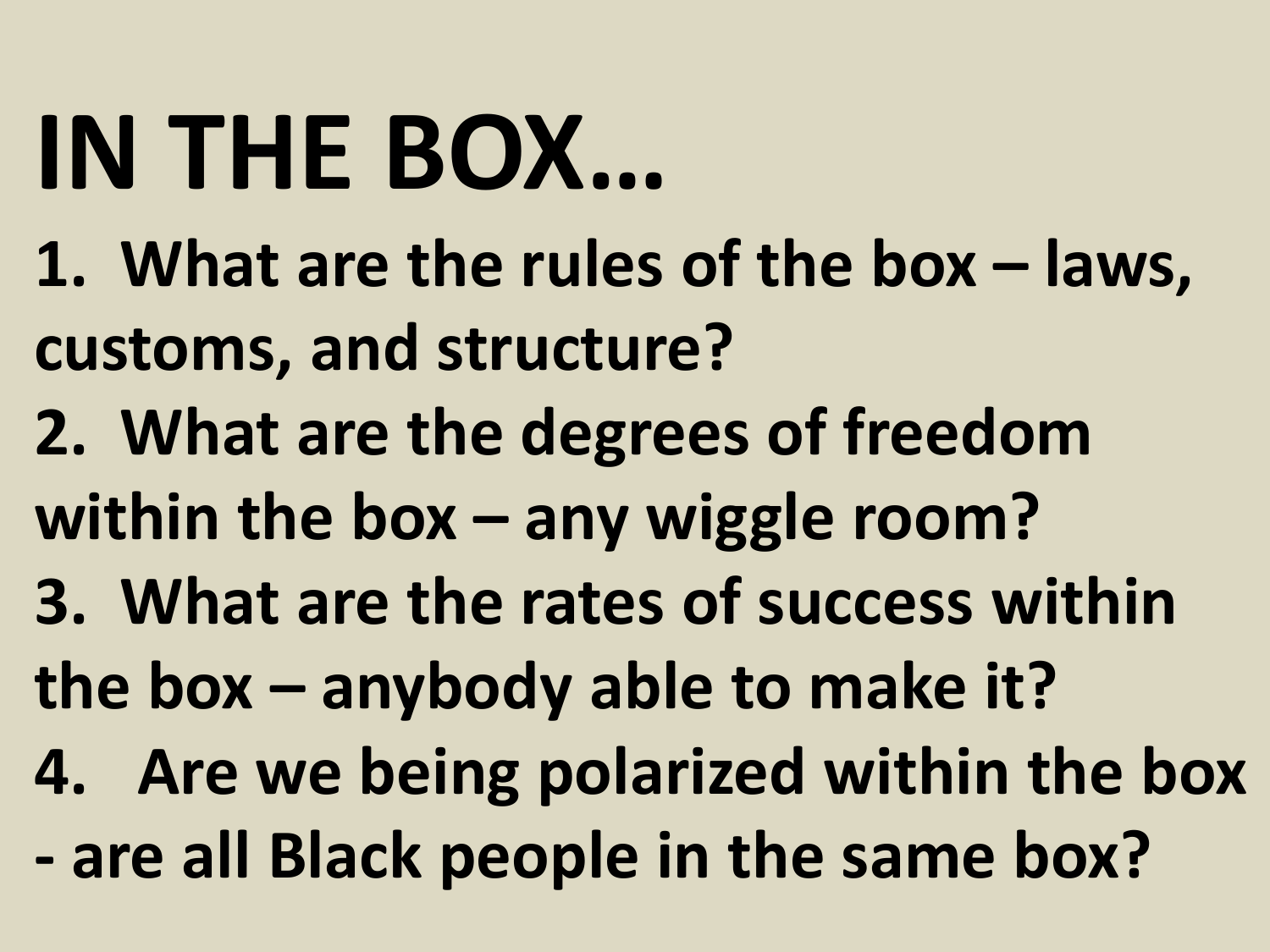# IN THE BOX…

1. What are the rules of the box – laws, customs, and structure?
2. What are the degrees of freedom within the box – any wiggle room?
3. What are the rates of success within the box – anybody able to make it?
4. Are we being polarized within the box - are all Black people in the same box?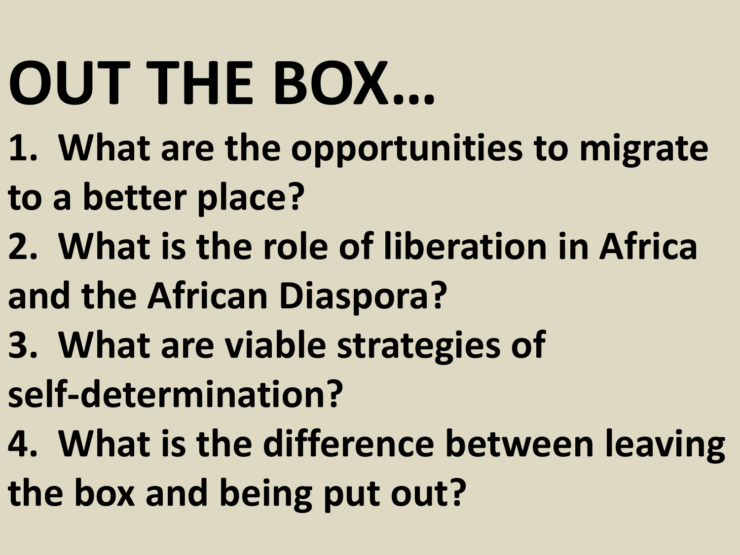# OUT THE BOX…

1. **What are the opportunities to migrate to a better place?**
2. **What is the role of liberation in Africa and the African Diaspora?**
3. **What are viable strategies of self-determination?**
4. **What is the difference between leaving the box and being put out?**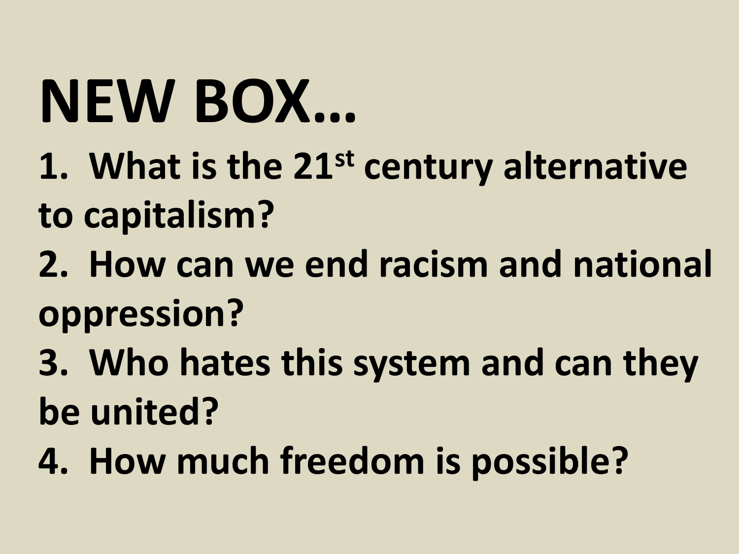# NEW BOX…

1. **What is the 21st century alternative to capitalism?**
2. **How can we end racism and national oppression?**
3. **Who hates this system and can they be united?**
4. **How much freedom is possible?**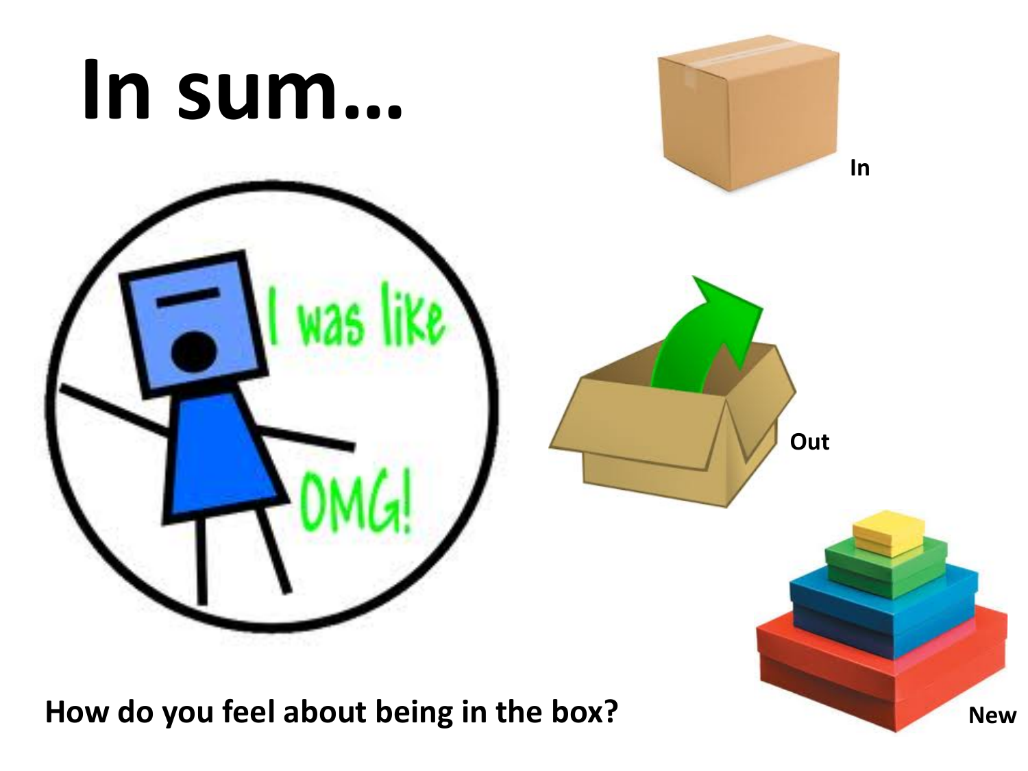# In sum…

In

Out

New

How do you feel about being in the box?